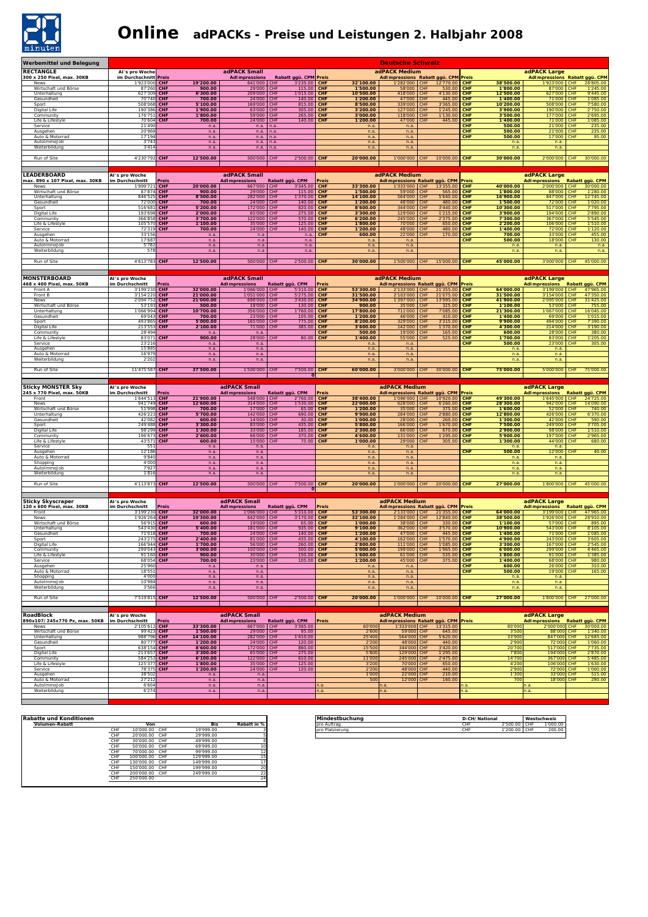# Online adPACKs - Preise und Leistungen 2. Halbjahr 2008

**Deutsche Schweiz**

| Werbemittel und Belegung | | adPACK Small | | | adPACK Medium | | | adPACK Large | | |
|---|---|---|---|---|---|---|---|---|---|---|
| **RECTANGLE** 300 x 250 Pixel, max. 30KB | AI's pro Woche im Durchschnitt | Preis | AdImpressions | Rabatt ggü. CPM | Preis | AdImpressions | Rabatt ggü. CPM | Preis | AdImpressions | Rabatt ggü. CPM |
| News | 1'999'213 | CHF 19'200.00 | 641'000 | CHF 3'235.00 | CHF 32'100.00 | 1'333'000 | CHF 13'770.00 | CHF 38'500.00 | 1'923'000 | CHF 28'805.00 |
| Wirtschaft und Börse | 87'260 | CHF 900.00 | 29'000 | CHF 115.00 | CHF 1'500.00 | 58'000 | CHF 530.00 | CHF 1'800.00 | 87'000 | CHF 1'245.00 |
| Unterhaltung | 627'309 | CHF 6'300.00 | 209'000 | CHF 1'015.00 | CHF 10'500.00 | 418'000 | CHF 4'130.00 | CHF 12'500.00 | 627'000 | CHF 9'445.00 |
| Gesundheit | 70'740 | CHF 700.00 | 24'000 | CHF 140.00 | CHF 1'200.00 | 47'000 | CHF 445.00 | CHF 1'400.00 | 71'000 | CHF 1'085.00 |
| Sport | 508'068 | CHF 5'100.00 | 169'000 | CHF 815.00 | CHF 8'500.00 | 339'000 | CHF 3'365.00 | CHF 10'200.00 | 508'000 | CHF 7'580.00 |
| Digital Life | 190'386 | CHF 1'900.00 | 63'000 | CHF 305.00 | CHF 3'200.00 | 127'000 | CHF 1'245.00 | CHF 3'900.00 | 190'000 | CHF 2'750.00 |
| Community | 176'751 | CHF 1'800.00 | 59'000 | CHF 265.00 | CHF 3'000.00 | 118'000 | CHF 1'130.00 | CHF 3'500.00 | 177'000 | CHF 2'695.00 |
| Life & Lifestyle | 70'604 | CHF 700.00 | 24'000 | CHF 140.00 | CHF 1'200.00 | 47'000 | CHF 445.00 | CHF 1'400.00 | 71'000 | CHF 1'085.00 |
| Service | 21'490 | n.a. | n.a. | n.a. | n.a. | n.a. | | CHF 500.00 | 21'000 | CHF 235.00 |
| Ausgehen | 20'969 | n.a. | n.a. | n.a. | n.a. | n.a. | | CHF 500.00 | 21'000 | CHF 235.00 |
| Auto & Motorrad | 17'194 | n.a. | n.a. | n.a. | n.a. | n.a. | | CHF 500.00 | 17'000 | CHF 95.00 |
| AutoImmoJob | 3'743 | n.a. | n.a. | n.a. | n.a. | n.a. | | n.a. | n.a. | |
| Weiterbildung | 3'414 | n.a. | n.a. | n.a. | n.a. | n.a. | | n.a. | n.a. | |
| Run of Site | 4'230'792 | CHF 12'500.00 | 500'000 | CHF 2'500.00 | CHF 20'000.00 | 1'000'000 | CHF 10'000.00 | CHF 30'000.00 | 2'000'000 | CHF 30'000.00 |

| **LEADERBOARD** max. 890 x 107 Pixel, max. 30KB | AI's pro Woche im Durchschnitt | adPACK Small Preis | AdImpressions | Rabatt ggü. CPM | adPACK Medium Preis | AdImpressions | Rabatt ggü. CPM | adPACK Large Preis | AdImpressions | Rabatt ggü. CPM |
|---|---|---|---|---|---|---|---|---|---|---|
| News | 1'999'721 | CHF 20'000.00 | 667'000 | CHF 3'345.00 | CHF 33'300.00 | 1'333'000 | CHF 13'355.00 | CHF 40'000.00 | 2'000'000 | CHF 30'000.00 |
| Wirtschaft und Börse | 87'874 | CHF 900.00 | 29'000 | CHF 115.00 | CHF 1'500.00 | 59'000 | CHF 565.00 | CHF 1'800.00 | 88'000 | CHF 1'280.00 |
| Unterhaltung | 846'525 | CHF 8'500.00 | 282'000 | CHF 1'370.00 | CHF 14'100.00 | 564'000 | CHF 5'640.00 | CHF 16'900.00 | 847'000 | CHF 12'745.00 |
| Gesundheit | 72'000 | CHF 700.00 | 24'000 | CHF 140.00 | CHF 1'200.00 | 48'000 | CHF 480.00 | CHF 1'500.00 | 72'000 | CHF 1'020.00 |
| Sport | 516'681 | CHF 5'200.00 | 172'000 | CHF 820.00 | CHF 8'600.00 | 344'000 | CHF 3'440.00 | CHF 10'300.00 | 517'000 | CHF 7'795.00 |
| Digital Life | 193'698 | CHF 2'000.00 | 65'000 | CHF 275.00 | CHF 3'300.00 | 129'000 | CHF 1'215.00 | CHF 3'900.00 | 194'000 | CHF 2'890.00 |
| Community | 366'858 | CHF 3'700.00 | 122'000 | CHF 570.00 | CHF 6'200.00 | 245'000 | CHF 2'375.00 | CHF 7'300.00 | 367'000 | CHF 5'545.00 |
| Life & Lifestyle | 105'570 | CHF 1'100.00 | 35'000 | CHF 125.00 | CHF 1'800.00 | 70'000 | CHF 650.00 | CHF 2'200.00 | 106'000 | CHF 1'510.00 |
| Service | 72'319 | CHF 700.00 | 24'000 | CHF 140.00 | CHF 1'200.00 | 48'000 | CHF 480.00 | CHF 1'400.00 | 72'000 | CHF 1'120.00 |
| Ausgehen | 33'156 | n.a. | n.a | n.a. | CHF 600.00 | 22'000 | CHF 170.00 | CHF 700.00 | 33'000 | CHF 455.00 |
| Auto & Motorrad | 17'687 | n.a. | n.a | n.a. | n.a. | n.a. | | CHF 500.00 | 18'000 | CHF 130.00 |
| AutoImmoJob | 5'782 | n.a. | n.a | n.a. | n.a. | n.a. | | n.a. | n.a. | n.a. |
| Weiterbildung | 578 | n.a. | n.a | n.a. | n.a. | n.a. | | n.a. | n.a. | n.a. |
| Run of Site | 4'613'783 | CHF 12'500.00 | 500'000 | CHF 2'500.00 | CHF 30'000.00 | 1'500'000 | CHF 15'000.00 | CHF 45'000.00 | 3'000'000 | CHF 45'000.00 |

| **MONSTERBOARD** 468 x 400 Pixel, max. 50KB | AI's pro Woche im Durchschnitt | adPACK Small Preis | AdImpressions | Rabatt ggü. CPM | adPACK Medium Preis | AdImpressions | Rabatt ggü. CPM | adPACK Large Preis | AdImpressions | Rabatt ggü. CPM |
|---|---|---|---|---|---|---|---|---|---|---|
| Front A | 3'199'231 | CHF 32'000.00 | 1'066'000 | CHF 5'310.00 | CHF 53'300.00 | 2'133'000 | CHF 21'355.00 | CHF 64'000.00 | 3'199'000 | CHF 47'965.00 |
| Front B | 3'154'220 | CHF 21'000.00 | 1'051'000 | CHF 5'275.00 | CHF 31'500.00 | 2'103'000 | CHF 21'075.00 | CHF 31'500.00 | 3'154'000 | CHF 47'350.00 |
| News | 2'094'752 | CHF 21'000.00 | 698'000 | CHF 3'430.00 | CHF 34'900.00 | 1'397'000 | CHF 13'995.00 | CHF 41'900.00 | 2'095'000 | CHF 31'425.00 |
| Wirtschaft und Börse | 53'193 | CHF 500.00 | 18'000 | CHF 130.00 | CHF 900.00 | 35'000 | CHF 325.00 | CHF 1'100.00 | 53'000 | CHF 755.00 |
| Unterhaltung | 1'066'994 | CHF 10'700.00 | 356'000 | CHF 1'760.00 | CHF 17'800.00 | 711'000 | CHF 7'085.00 | CHF 21'300.00 | 1'067'000 | CHF 16'045.00 |
| Gesundheit | 69'043 | CHF 700.00 | 23'000 | CHF 105.00 | CHF 1'200.00 | 46'000 | CHF 410.00 | CHF 1'400.00 | 69'000 | CHF 1'015.00 |
| Sport | 493'865 | CHF 5'000.00 | 165'000 | CHF 775.00 | CHF 8'200.00 | 329'000 | CHF 3'315.00 | CHF 9'900.00 | 494'000 | CHF 7'390.00 |
| Digital Life | 213'553 | CHF 2'100.00 | 71'000 | CHF 385.00 | CHF 3'600.00 | 142'000 | CHF 1'370.00 | CHF 4'300.00 | 214'000 | CHF 3'190.00 |
| Community | 28'494 | n.a. | n.a. | | CHF 500.00 | 19'000 | CHF 165.00 | CHF 600.00 | 28'000 | CHF 380.00 |
| Life & Lifestyle | 83'071 | CHF 900.00 | 28'000 | CHF 80.00 | CHF 1'400.00 | 55'000 | CHF 525.00 | CHF 1'700.00 | 83'000 | CHF 1'205.00 |
| Service | 23'216 | n.a. | n.a. | | n.a. | n.a. | | CHF 500.00 | 23'000 | CHF 305.00 |
| Ausgehen | 15'885 | n.a. | n.a. | | n.a. | n.a. | | n.a. | n.a. | |
| Auto & Motorrad | 16'979 | n.a. | n.a. | | n.a. | n.a. | | n.a. | n.a. | |
| Weiterbildung | 2'202 | n.a. | n.a. | | n.a. | n.a. | | n.a. | n.a. | |
| Run of Site | 11'475'587 | CHF 37'500.00 | 1'500'000 | CHF 7'500.00 | CHF 60'000.00 | 3'000'000 | CHF 30'000.00 | CHF 75'000.00 | 5'000'000 | CHF 75'000.00 |
| | | | | 0 | | | | | | |

| **Sticky MONSTER Sky** 245 x 770 Pixel, max. 50KB | AI's pro Woche im Durchschnitt | adPACK Small Preis | AdImpressions | Rabatt ggü. CPM | adPACK Medium Preis | AdImpressions | Rabatt ggü. CPM | adPACK Large Preis | AdImpressions | Rabatt ggü. CPM |
|---|---|---|---|---|---|---|---|---|---|---|
| Front | 1'644'513 | CHF 21'900.00 | 548'000 | CHF 2'760.00 | CHF 38'400.00 | 1'096'000 | CHF 10'920.00 | CHF 49'300.00 | 1'645'000 | CHF 24'725.00 |
| News | 941'749 | CHF 12'600.00 | 314'000 | CHF 1'530.00 | CHF 22'000.00 | 628'000 | CHF 6'260.00 | CHF 28'300.00 | 942'000 | CHF 14'090.00 |
| Wirtschaft und Börse | 51'998 | CHF 700.00 | 17'000 | CHF 65.00 | CHF 1'200.00 | 35'000 | CHF 375.00 | CHF 1'600.00 | 52'000 | CHF 740.00 |
| Unterhaltung | 426'223 | CHF 5'700.00 | 142'000 | CHF 690.00 | CHF 9'900.00 | 284'000 | CHF 2'880.00 | CHF 12'800.00 | 426'000 | CHF 6'370.00 |
| Gesundheit | 42'082 | CHF 600.00 | 14'000 | CHF 30.00 | CHF 1'000.00 | 28'000 | CHF 260.00 | CHF 1'300.00 | 42'000 | CHF 590.00 |
| Sport | 249'488 | CHF 3'300.00 | 83'000 | CHF 435.00 | CHF 5'800.00 | 166'000 | CHF 1'670.00 | CHF 7'500.00 | 249'000 | CHF 3'705.00 |
| Digital Life | 98'299 | CHF 1'300.00 | 33'000 | CHF 185.00 | CHF 2'300.00 | 66'000 | CHF 670.00 | CHF 2'900.00 | 98'000 | CHF 1'510.00 |
| Community | 196'673 | CHF 2'600.00 | 66'000 | CHF 370.00 | CHF 4'600.00 | 131'000 | CHF 1'295.00 | CHF 5'900.00 | 197'000 | CHF 2'965.00 |
| Life & Lifestyle | 43'571 | CHF 600.00 | 15'000 | CHF 75.00 | CHF 1'000.00 | 29'000 | CHF 305.00 | CHF 1'300.00 | 44'000 | CHF 680.00 |
| Service | 551 | n.a. | n.a. | | n.a. | n.a. | | n.a. | n.a. | |
| Ausgehen | 12'186 | n.a. | n.a. | | n.a. | n.a. | | CHF 500.00 | 12'000 | CHF 40.00 |
| Auto & Motorrad | 9'840 | n.a. | n.a. | | n.a. | n.a. | | n.a. | n.a. | |
| Shopping | 4'000 | n.a. | n.a. | | n.a. | n.a. | | n.a. | n.a. | |
| AutoImmoJob | 7'927 | n.a. | n.a. | | n.a. | n.a. | | n.a. | n.a. | |
| Weiterbildung | 1'816 | n.a. | n.a. | | n.a. | n.a. | | n.a. | n.a. | |
| Run of Site | 4'113'873 | CHF 12'500.00 | 500'000 | CHF 7'500.00 | CHF 20'000.00 | 1'000'000 | CHF 20'000.00 | CHF 27'000.00 | 1'800'000 | CHF 45'000.00 |
| | | | | 0 | | | | | | |

| **Sticky Skyscraper** 120 x 600 Pixel, max. 30KB | AI's pro Woche im Durchschnitt | adPACK Small Preis | AdImpressions | Rabatt ggü. CPM | adPACK Medium Preis | AdImpressions | Rabatt ggü. CPM | adPACK Large Preis | AdImpressions | Rabatt ggü. CPM |
|---|---|---|---|---|---|---|---|---|---|---|
| Front | 3'199'231 | CHF 32'000.00 | 1'066'000 | CHF 5'310.00 | CHF 53'300.00 | 2'133'000 | CHF 21'355.00 | CHF 64'000.00 | 3'199'000 | CHF 47'965.00 |
| News | 1'926'264 | CHF 19'300.00 | 642'000 | CHF 3'170.00 | CHF 32'100.00 | 1'284'000 | CHF 12'840.00 | CHF 38'500.00 | 1'926'000 | CHF 28'910.00 |
| Wirtschaft und Börse | 56'915 | CHF 600.00 | 19'000 | CHF 65.00 | CHF 1'000.00 | 38'000 | CHF 330.00 | CHF 1'100.00 | 57'000 | CHF 895.00 |
| Unterhaltung | 543'430 | CHF 5'400.00 | 181'000 | CHF 935.00 | CHF 9'100.00 | 362'000 | CHF 3'570.00 | CHF 10'900.00 | 543'000 | CHF 8'105.00 |
| Gesundheit | 71'018 | CHF 700.00 | 24'000 | CHF 140.00 | CHF 1'200.00 | 47'000 | CHF 445.00 | CHF 1'400.00 | 71'000 | CHF 1'085.00 |
| Sport | 243'275 | CHF 2'400.00 | 81'000 | CHF 435.00 | CHF 4'100.00 | 162'000 | CHF 1'570.00 | CHF 4'900.00 | 243'000 | CHF 3'605.00 |
| Digital Life | 166'944 | CHF 1'700.00 | 56'000 | CHF 260.00 | CHF 2'800.00 | 111'000 | CHF 1'085.00 | CHF 3'300.00 | 167'000 | CHF 2'545.00 |
| Community | 299'043 | CHF 3'000.00 | 100'000 | CHF 500.00 | CHF 5'000.00 | 199'000 | CHF 1'965.00 | CHF 6'000.00 | 299'000 | CHF 4'465.00 |
| Life & Lifestyle | 91'160 | CHF 900.00 | 30'000 | CHF 150.00 | CHF 1'600.00 | 61'000 | CHF 535.00 | CHF 1'800.00 | 91'000 | CHF 1'385.00 |
| Service | 68'054 | CHF 700.00 | 23'000 | CHF 105.00 | CHF 1'200.00 | 45'000 | CHF 375.00 | CHF 1'400.00 | 68'000 | CHF 980.00 |
| Ausgehen | 25'960 | n.a. | n.a. | | n.a. | n.a. | | CHF 600.00 | 26'000 | CHF 310.00 |
| Auto & Motorrad | 18'551 | n.a. | n.a. | | n.a. | n.a. | | CHF 500.00 | 19'000 | CHF 165.00 |
| Shopping | 4'000 | n.a. | n.a. | | n.a. | n.a. | | n.a. | n.a. | |
| AutoImmoJob | 10'984 | n.a. | n.a. | | n.a. | n.a. | | n.a. | n.a. | |
| Weiterbildung | 3'566 | n.a. | n.a. | | n.a. | n.a. | | n.a. | n.a. | |
| Run of Site | 7'519'815 | CHF 12'500.00 | 500'000 | CHF 2'500.00 | CHF 20'000.00 | 1'000'000 | CHF 10'000.00 | CHF 27'000.00 | 1'800'000 | CHF 27'000.00 |

| **RoadBlock** 890x107/245x770 Px, max. 50KB | AI's pro Woche im Durchschnitt | adPACK Small Preis | AdImpressions | Rabatt ggü. CPM | adPACK Medium Preis | AdImpressions | Rabatt ggü. CPM | adPACK Large Preis | AdImpressions | Rabatt ggü. CPM |
|---|---|---|---|---|---|---|---|---|---|---|
| News | 2'105'612 | CHF 33'300.00 | 667'000 | CHF 3'385.00 | 60'000 | 1'333'000 | CHF 13'315.00 | 80'000 | 2'000'000 | CHF 30'000.00 |
| Wirtschaft und Börse | 99'423 | CHF 1'500.00 | 29'000 | CHF 95.00 | 2'600 | 59'000 | CHF 645.00 | 3'500 | 88'000 | CHF 1'340.00 |
| Unterhaltung | 988'796 | CHF 14'100.00 | 282'000 | CHF 1'410.00 | 25'400 | 564'000 | CHF 5'620.00 | 33'900 | 847'000 | CHF 12'685.00 |
| Gesundheit | 80'777 | CHF 1'200.00 | 24'000 | CHF 120.00 | 2'200 | 48'000 | CHF 440.00 | 2'900 | 72'000 | CHF 1'060.00 |
| Sport | 638'154 | CHF 8'600.00 | 172'000 | CHF 860.00 | 15'500 | 344'000 | CHF 3'420.00 | 20'700 | 517'000 | CHF 7'735.00 |
| Digital Life | 213'675 | CHF 3'300.00 | 65'000 | CHF 275.00 | 5'800 | 129'000 | CHF 1'295.00 | 7'800 | 194'000 | CHF 2'870.00 |
| Community | 584'257 | CHF 6'100.00 | 122'000 | CHF 610.00 | 11'000 | 245'000 | CHF 2'475.00 | 14'700 | 367'000 | CHF 5'485.00 |
| Life & Lifestyle | 125'377 | CHF 1'800.00 | 35'000 | CHF 125.00 | 3'200 | 70'000 | CHF 650.00 | 4'200 | 106'000 | CHF 1'630.00 |
| Service | 78'375 | CHF 1'200.00 | 24'000 | CHF 120.00 | 2'200 | 48'000 | CHF 440.00 | 2'900 | 72'000 | CHF 1'060.00 |
| Ausgehen | 38'502 | n.a. | n.a. | | 1'000 | 22'000 | CHF 210.00 | 1'300 | 33'000 | CHF 515.00 |
| Auto & Motorrad | 27'212 | n.a. | n.a | | 500 | 12'000 | CHF 160.00 | 700 | 18'000 | CHF 290.00 |
| AutoImmoJob | 6'604 | n.a. | n.a. | | n.a. | n.a. | | n.a. | n.a. | |
| Weiterbildung | 6'274 | n.a. | n.a. | | n.a. | n.a. | | n.a. | n.a. | |

**Rabatte und Konditionen**

| Volumen-Rabatt | Von | Bis | Rabatt in % |
|---|---|---|---|
| | CHF 10'000.00 | CHF 19'999.99 | 3 |
| | CHF 20'000.00 | CHF 29'999.99 | 5 |
| | CHF 30'000.00 | CHF 49'999.99 | 8 |
| | CHF 50'000.00 | CHF 69'999.99 | 10 |
| | CHF 70'000.00 | CHF 99'999.99 | 12 |
| | CHF 100'000.00 | CHF 129'999.99 | 15 |
| | CHF 130'000.00 | CHF 149'999.99 | 17 |
| | CHF 150'000.00 | CHF 199'999.99 | 20 |
| | CHF 200'000.00 | CHF 249'999.99 | 22 |
| | CHF 250'000.00 | | 24 |

| Mindestbuchung | D-CH/National | Westschweiz |
|---|---|---|
| pro Auftrag | CHF 2'500.00 | CHF 1'000.00 |
| pro Platzierung | CHF 1'200.00 | CHF 200.00 |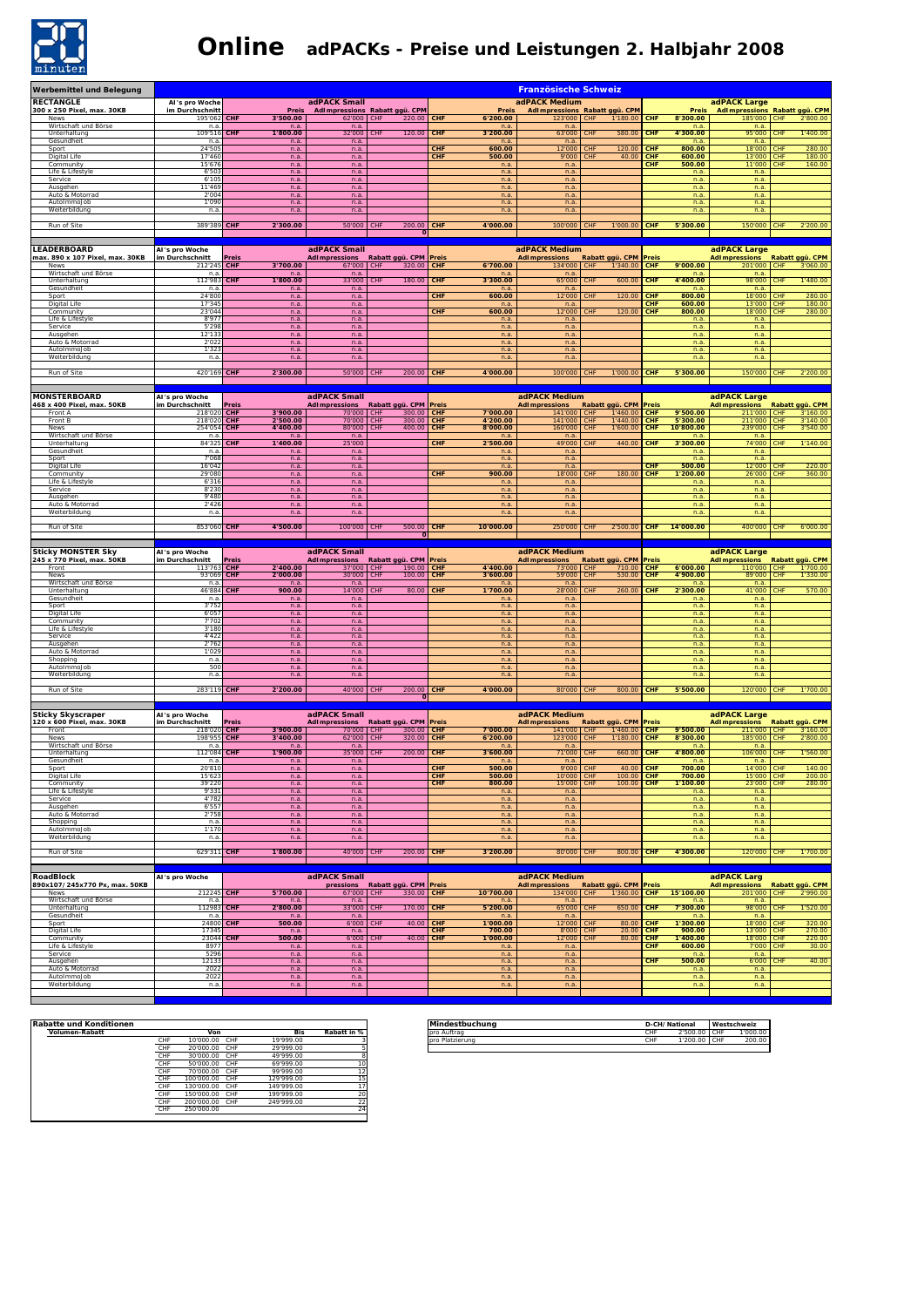# Online adPACKs - Preise und Leistungen 2. Halbjahr 2008

## Französische Schweiz

| Werbemittel und Belegung | AI's pro Woche im Durchschnitt | adPACK Small Preis | | Adimpressions | Rabatt ggü. CPM | | adPACK Medium Preis | | Adimpressions | Rabatt ggü. CPM | | adPACK Large Preis | | Adimpressions | Rabatt ggü. CPM | |
|---|---|---|---|---|---|---|---|---|---|---|---|---|---|---|---|---|
| **RECTANGLE** 300 x 250 Pixel, max. 30KB | | | | | | | | | | | | | | | | |
| News | 195'062 | CHF | 3'500.00 | 67'000 | CHF | 320.00 | CHF | 6'200.00 | 134'000 | CHF | 1'180.00 | CHF | 8'300.00 | 201'000 | CHF | 2'800.00 |
| Wirtschaft und Börse | n.a. | | n.a. | n.a. | | | | n.a. | n.a. | | | | n.a. | n.a. | | |
| Unterhaltung | 109'516 | CHF | 1'800.00 | 32'000 | CHF | 120.00 | CHF | 3'200.00 | 63'000 | CHF | 580.00 | CHF | 4'300.00 | 95'000 | CHF | 1'400.00 |
| Gesundheit | n.a. | | n.a. | n.a. | | | | n.a. | n.a. | | | | n.a. | n.a. | | |
| Sport | 24'505 | | n.a. | n.a. | | | CHF | 600.00 | 12'000 | CHF | 120.00 | CHF | 800.00 | 18'000 | CHF | 280.00 |
| Digital Life | 17'460 | | n.a. | n.a. | | | CHF | 500.00 | 9'000 | CHF | 40.00 | CHF | 600.00 | 13'000 | CHF | 180.00 |
| Community | 15'676 | | n.a. | n.a. | | | | n.a. | n.a. | | | CHF | 500.00 | 11'000 | CHF | 160.00 |
| Life & Lifestyle | 6'503 | | n.a. | n.a. | | | | n.a. | n.a. | | | | n.a. | n.a. | | |
| Service | 6'105 | | n.a. | n.a. | | | | n.a. | n.a. | | | | n.a. | n.a. | | |
| Ausgehen | 11'469 | | n.a. | n.a. | | | | n.a. | n.a. | | | | n.a. | n.a. | | |
| Auto & Motorrad | 2'004 | | n.a. | n.a. | | | | n.a. | n.a. | | | | n.a. | n.a. | | |
| AutoImmoJob | 1'090 | | n.a. | n.a. | | | | n.a. | n.a. | | | | n.a. | n.a. | | |
| Weiterbildung | n.a. | | n.a. | n.a. | | | | n.a. | n.a. | | | | n.a. | n.a. | | |
| Run of Site | 389'389 | CHF | 2'300.00 | 50'000 | CHF | 200.00 | CHF | 4'000.00 | 100'000 | CHF | 1'000.00 | CHF | 5'300.00 | 150'000 | CHF | 2'200.00 |
| **LEADERBOARD** max. 890 x 107 Pixel, max. 30KB | | | | | | | | | | | | | | | | |
| News | 212'245 | CHF | 3'700.00 | 67'000 | CHF | 320.00 | CHF | 6'700.00 | 134'000 | CHF | 1'340.00 | CHF | 9'000.00 | 201'000 | CHF | 2'800.00 |
| Wirtschaft und Börse | n.a. | | n.a. | n.a. | | | | n.a. | n.a. | | | | n.a. | n.a. | | |
| Unterhaltung | 112'983 | CHF | 1'800.00 | 33'000 | CHF | 180.00 | CHF | 3'300.00 | 65'000 | CHF | 600.00 | CHF | 4'400.00 | 98'000 | CHF | 1'480.00 |
| Gesundheit | n.a. | | n.a. | n.a. | | | | n.a. | n.a. | | | | n.a. | n.a. | | |
| Sport | 24'800 | | n.a. | n.a. | | | CHF | 600.00 | 12'000 | CHF | 120.00 | CHF | 800.00 | 18'000 | CHF | 280.00 |
| Digital Life | 17'345 | | n.a. | n.a. | | | | n.a. | n.a. | | | CHF | 600.00 | 13'000 | CHF | 180.00 |
| Community | 23'044 | | n.a. | n.a. | | | CHF | 600.00 | 12'000 | CHF | 120.00 | CHF | 800.00 | 18'000 | CHF | 280.00 |
| Life & Lifestyle | 8'977 | | n.a. | n.a. | | | | n.a. | n.a. | | | | n.a. | n.a. | | |
| Service | 5'298 | | n.a. | n.a. | | | | n.a. | n.a. | | | | n.a. | n.a. | | |
| Ausgehen | 12'133 | | n.a. | n.a. | | | | n.a. | n.a. | | | | n.a. | n.a. | | |
| Auto & Motorrad | 2'022 | | n.a. | n.a. | | | | n.a. | n.a. | | | | n.a. | n.a. | | |
| AutoImmoJob | 1'523 | | n.a. | n.a. | | | | n.a. | n.a. | | | | n.a. | n.a. | | |
| Weiterbildung | n.a. | | n.a. | n.a. | | | | n.a. | n.a. | | | | n.a. | n.a. | | |
| Run of Site | 420'169 | CHF | 2'300.00 | 50'000 | CHF | 200.00 | CHF | 4'000.00 | 100'000 | CHF | 1'000.00 | CHF | 5'300.00 | 150'000 | CHF | 2'200.00 |
| **MONSTERBOARD** 468 x 400 Pixel, max. 50KB | | | | | | | | | | | | | | | | |
| Front A | 218'020 | CHF | 3'900.00 | 70'000 | CHF | 300.00 | CHF | 7'000.00 | 141'000 | CHF | 1'460.00 | CHF | 9'500.00 | 211'000 | CHF | 3'160.00 |
| Front B | 218'020 | CHF | 2'500.00 | 70'000 | CHF | 300.00 | CHF | 4'200.00 | 141'000 | CHF | 1'440.00 | CHF | 5'300.00 | 211'000 | CHF | 3'140.00 |
| News | 254'054 | CHF | 4'400.00 | 80'000 | CHF | 400.00 | CHF | 8'000.00 | 160'000 | CHF | 1'600.00 | CHF | 10'800.00 | 239'000 | CHF | 3'540.00 |
| Wirtschaft und Börse | n.a. | | n.a. | n.a. | | | | n.a. | n.a. | | | | n.a. | n.a. | | |
| Unterhaltung | 84'325 | CHF | 1'400.00 | 25'000 | | | CHF | 2'500.00 | 49'000 | CHF | 440.00 | CHF | 3'300.00 | 74'000 | CHF | 1'140.00 |
| Gesundheit | n.a. | | n.a. | n.a. | | | | n.a. | n.a. | | | | n.a. | n.a. | | |
| Sport | 7'068 | | n.a. | n.a. | | | | n.a. | n.a. | | | | n.a. | n.a. | | |
| Digital Life | 16'042 | | n.a. | n.a. | | | | n.a. | n.a. | | | CHF | 500.00 | 12'000 | CHF | 220.00 |
| Community | 29'080 | | n.a. | n.a. | | | CHF | 900.00 | 18'000 | CHF | 180.00 | CHF | 1'200.00 | 26'000 | CHF | 360.00 |
| Life & Lifestyle | 6'316 | | n.a. | n.a. | | | | n.a. | n.a. | | | | n.a. | n.a. | | |
| Service | 8'230 | | n.a. | n.a. | | | | n.a. | n.a. | | | | n.a. | n.a. | | |
| Ausgehen | 9'480 | | n.a. | n.a. | | | | n.a. | n.a. | | | | n.a. | n.a. | | |
| Auto & Motorrad | 2'426 | | n.a. | n.a. | | | | n.a. | n.a. | | | | n.a. | n.a. | | |
| Weiterbildung | n.a. | | n.a. | n.a. | | | | n.a. | n.a. | | | | n.a. | n.a. | | |
| Run of Site | 853'060 | CHF | 4'500.00 | 100'000 | CHF | 500.00 | CHF | 10'000.00 | 250'000 | CHF | 2'500.00 | CHF | 14'000.00 | 400'000 | CHF | 6'000.00 |
| **Sticky MONSTER Sky** 245 x 770 Pixel, max. 50KB | | | | | | | | | | | | | | | | |
| Front | 113'763 | CHF | 2'400.00 | 37'000 | CHF | 190.00 | CHF | 4'400.00 | 73'000 | CHF | 710.00 | CHF | 6'000.00 | 110'000 | CHF | 1'700.00 |
| News | 93'069 | CHF | 2'000.00 | 30'000 | CHF | 100.00 | CHF | 3'600.00 | 59'000 | CHF | 530.00 | CHF | 4'900.00 | 89'000 | CHF | 1'330.00 |
| Wirtschaft und Börse | n.a. | | n.a. | n.a. | | | | n.a. | n.a. | | | | n.a. | n.a. | | |
| Unterhaltung | 46'884 | CHF | 900.00 | 14'000 | CHF | 80.00 | CHF | 1'700.00 | 28'000 | CHF | 260.00 | CHF | 2'300.00 | 41'000 | CHF | 570.00 |
| Gesundheit | n.a. | | n.a. | n.a. | | | | n.a. | n.a. | | | | n.a. | n.a. | | |
| Sport | 3'752 | | n.a. | n.a. | | | | n.a. | n.a. | | | | n.a. | n.a. | | |
| Digital Life | 6'057 | | n.a. | n.a. | | | | n.a. | n.a. | | | | n.a. | n.a. | | |
| Community | 7'702 | | n.a. | n.a. | | | | n.a. | n.a. | | | | n.a. | n.a. | | |
| Life & Lifestyle | 3'180 | | n.a. | n.a. | | | | n.a. | n.a. | | | | n.a. | n.a. | | |
| Service | 4'422 | | n.a. | n.a. | | | | n.a. | n.a. | | | | n.a. | n.a. | | |
| Ausgehen | 2'762 | | n.a. | n.a. | | | | n.a. | n.a. | | | | n.a. | n.a. | | |
| Auto & Motorrad | 1'029 | | n.a. | n.a. | | | | n.a. | n.a. | | | | n.a. | n.a. | | |
| Shopping | n.a. | | n.a. | n.a. | | | | n.a. | n.a. | | | | n.a. | n.a. | | |
| AutoImmoJob | 500 | | n.a. | n.a. | | | | n.a. | n.a. | | | | n.a. | n.a. | | |
| Weiterbildung | n.a. | | n.a. | n.a. | | | | n.a. | n.a. | | | | n.a. | n.a. | | |
| Run of Site | 283'119 | CHF | 2'200.00 | 40'000 | CHF | 200.00 | CHF | 4'000.00 | 80'000 | CHF | 800.00 | CHF | 5'500.00 | 120'000 | CHF | 1'700.00 |
| **Sticky Skyscraper** 120 x 600 Pixel, max. 30KB | | | | | | | | | | | | | | | | |
| Front | 218'020 | CHF | 3'900.00 | 70'000 | CHF | 300.00 | CHF | 7'000.00 | 141'000 | CHF | 1'460.00 | CHF | 9'500.00 | 211'000 | CHF | 3'160.00 |
| News | 198'955 | CHF | 3'400.00 | 62'000 | CHF | 320.00 | CHF | 6'200.00 | 123'000 | CHF | 1'180.00 | CHF | 8'300.00 | 185'000 | CHF | 2'800.00 |
| Wirtschaft und Börse | n.a. | | n.a. | n.a. | | | | n.a. | n.a. | | | | n.a. | n.a. | | |
| Unterhaltung | 112'084 | CHF | 1'900.00 | 35'000 | CHF | 200.00 | CHF | 3'600.00 | 71'000 | CHF | 660.00 | CHF | 4'800.00 | 106'000 | CHF | 1'560.00 |
| Gesundheit | n.a. | | n.a. | n.a. | | | | n.a. | n.a. | | | | n.a. | n.a. | | |
| Sport | 20'810 | | n.a. | n.a. | | | CHF | 500.00 | 9'000 | CHF | 40.00 | CHF | 700.00 | 14'000 | CHF | 140.00 |
| Digital Life | 15'623 | | n.a. | n.a. | | | CHF | 500.00 | 10'000 | CHF | 100.00 | CHF | 700.00 | 15'000 | CHF | 200.00 |
| Community | 39'220 | | n.a. | n.a. | | | CHF | 800.00 | 15'000 | CHF | 100.00 | CHF | 1'100.00 | 23'000 | CHF | 280.00 |
| Life & Lifestyle | 9'331 | | n.a. | n.a. | | | | n.a. | n.a. | | | | n.a. | n.a. | | |
| Service | 4'782 | | n.a. | n.a. | | | | n.a. | n.a. | | | | n.a. | n.a. | | |
| Ausgehen | 6'557 | | n.a. | n.a. | | | | n.a. | n.a. | | | | n.a. | n.a. | | |
| Auto & Motorrad | 2'758 | | n.a. | n.a. | | | | n.a. | n.a. | | | | n.a. | n.a. | | |
| Shopping | n.a. | | n.a. | n.a. | | | | n.a. | n.a. | | | | n.a. | n.a. | | |
| AutoImmoJob | 1'170 | | n.a. | n.a. | | | | n.a. | n.a. | | | | n.a. | n.a. | | |
| Weiterbildung | n.a. | | n.a. | n.a. | | | | n.a. | n.a. | | | | n.a. | n.a. | | |
| Run of Site | 629'311 | CHF | 1'800.00 | 40'000 | CHF | 200.00 | CHF | 3'200.00 | 80'000 | CHF | 800.00 | CHF | 4'300.00 | 120'000 | CHF | 1'700.00 |
| **RoadBlock** 890x107/245x770 Px, max. 50KB | | | | | | | | | | | | | | | | |
| News | 212245 | CHF | 5'700.00 | 67'000 | CHF | 330.00 | CHF | 10'700.00 | 134'000 | CHF | 1'360.00 | CHF | 15'100.00 | 201'000 | CHF | 2'990.00 |
| Wirtschaft und Börse | n.a. | | n.a. | n.a. | | | | n.a. | n.a. | | | | n.a. | n.a. | | |
| Unterhaltung | 112983 | CHF | 2'800.00 | 33'000 | CHF | 170.00 | CHF | 5'200.00 | 65'000 | CHF | 650.00 | CHF | 7'300.00 | 98'000 | CHF | 1'520.00 |
| Gesundheit | n.a. | | n.a. | n.a. | | | | n.a. | n.a. | | | | n.a. | n.a. | | |
| Sport | 24800 | CHF | 500.00 | 6'000 | CHF | 40.00 | CHF | 1'000.00 | 12'000 | CHF | 80.00 | CHF | 1'300.00 | 18'000 | CHF | 320.00 |
| Digital Life | 17345 | | n.a. | n.a. | | | CHF | 700.00 | 8'000 | CHF | 20.00 | CHF | 900.00 | 13'000 | CHF | 270.00 |
| Community | 23044 | CHF | 500.00 | 6'000 | CHF | 40.00 | CHF | 1'000.00 | 12'000 | CHF | 80.00 | CHF | 1'400.00 | 18'000 | CHF | 220.00 |
| Life & Lifestyle | 8977 | | n.a. | n.a. | | | | n.a. | n.a. | | | CHF | 600.00 | 7'000 | CHF | 30.00 |
| Service | 5296 | | n.a. | n.a. | | | | n.a. | n.a. | | | | n.a. | n.a. | | |
| Ausgehen | 12133 | | n.a. | n.a. | | | | n.a. | n.a. | | | CHF | 500.00 | 6'000 | CHF | 40.00 |
| Auto & Motorrad | 2022 | | n.a. | n.a. | | | | n.a. | n.a. | | | | n.a. | n.a. | | |
| AutoImmoJob | 2022 | | n.a. | n.a. | | | | n.a. | n.a. | | | | n.a. | n.a. | | |
| Weiterbildung | n.a. | | n.a. | n.a. | | | | n.a. | n.a. | | | | n.a. | n.a. | | |

### Rabatte und Konditionen

| Volumen-Rabatt | Von | | Bis | | Rabatt in % |
|---|---|---|---|---|---|
| | CHF | 10'000.00 | CHF | 19'999.00 | 3 |
| | CHF | 20'000.00 | CHF | 29'999.00 | 5 |
| | CHF | 30'000.00 | CHF | 49'999.00 | 8 |
| | CHF | 50'000.00 | CHF | 69'999.00 | 10 |
| | CHF | 70'000.00 | CHF | 99'999.00 | 12 |
| | CHF | 100'000.00 | CHF | 129'999.00 | 15 |
| | CHF | 130'000.00 | CHF | 149'999.00 | 17 |
| | CHF | 150'000.00 | CHF | 199'999.00 | 20 |
| | CHF | 200'000.00 | CHF | 249'999.00 | 22 |
| | CHF | 250'000.00 | | | 24 |

### Mindestbuchung

| | D-CH/National | | Westschweiz | |
|---|---|---|---|---|
| pro Auftrag | CHF | 2'500.00 | CHF | 1'000.00 |
| pro Platzierung | CHF | 1'200.00 | CHF | 200.00 |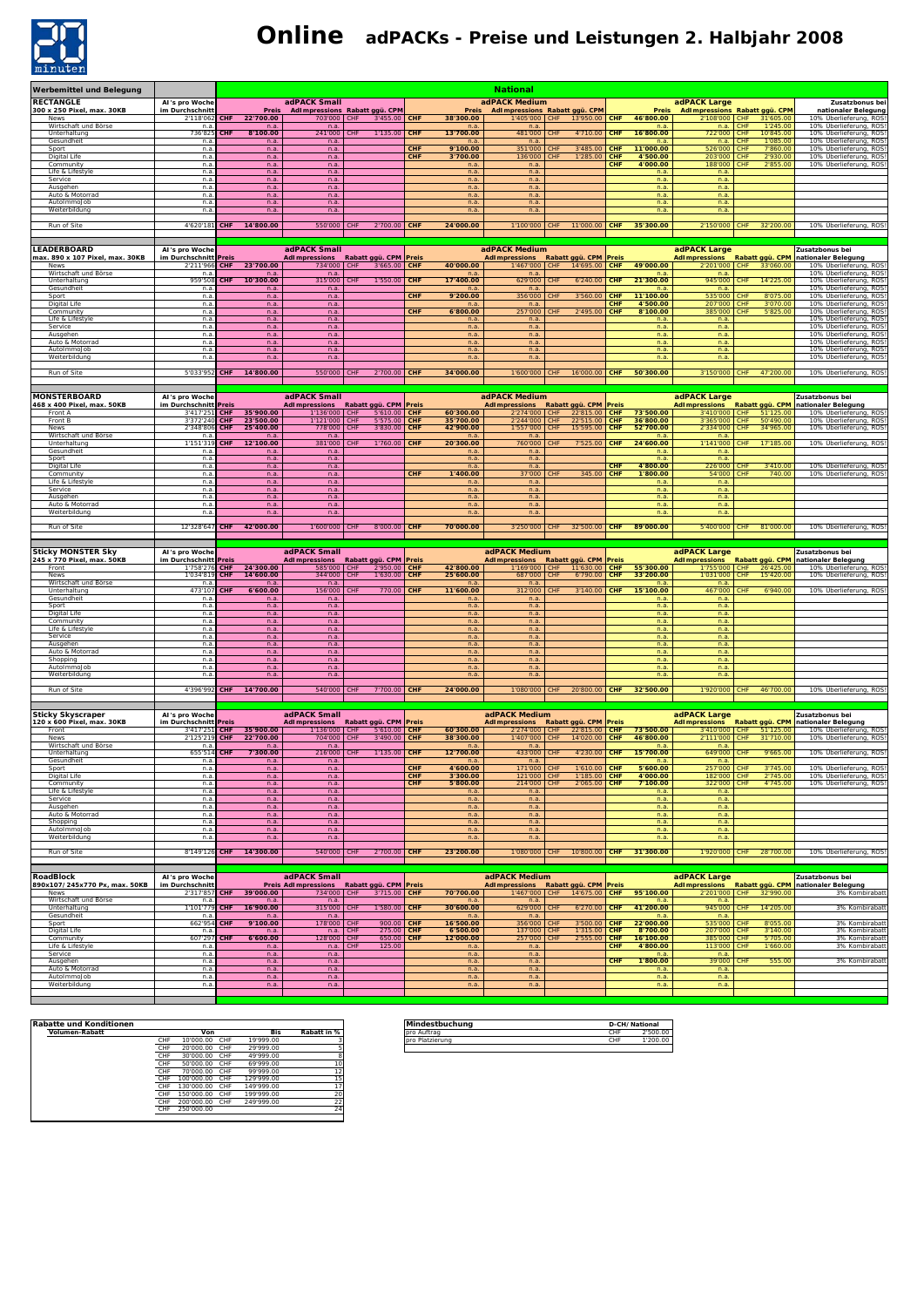# Online adPACKs - Preise und Leistungen 2. Halbjahr 2008

| Werbemittel und Belegung | | National | | | | | | | | | |
|---|---|---|---|---|---|---|---|---|---|---|---|
| **RECTANGLE** | AI's pro Woche | adPACK Small | | | adPACK Medium | | | adPACK Large | | | Zusatzbonus bei |
| 300 x 250 Pixel, max. 30KB | im Durchschnitt | Preis | AdImpressions | Rabatt ggü. CPM | Preis | AdImpressions | Rabatt ggü. CPM | Preis | AdImpressions | Rabatt ggü. CPM | nationaler Belegung |
| News | 2'118'962 | CHF 22'700.00 | 734'000 | CHF 3'455.00 | CHF 38'300.00 | 1'405'000 | CHF 13'950.00 | CHF 46'800.00 | 2'101'000 | CHF 31'605.00 | 10% Ueberlieferung, ROS! |
| Wirtschaft und Börse | n.a. | n.a. | n.a. | | n.a. | n.a. | | n.a. | n.a. | CHF 1'245.00 | 10% Ueberlieferung, ROS! |
| Unterhaltung | 736'825 | CHF 8'100.00 | 241'000 | CHF 1'135.00 | CHF 13'700.00 | 481'000 | CHF 4'710.00 | CHF 16'800.00 | 722'000 | CHF 10'845.00 | 10% Ueberlieferung, ROS! |
| Gesundheit | n.a. | n.a. | n.a. | | n.a. | n.a. | | n.a. | n.a. | CHF 1'085.00 | 10% Ueberlieferung, ROS! |
| Sport | n.a. | n.a. | n.a. | | CHF 9'100.00 | 351'000 | CHF 3'485.00 | CHF 11'000.00 | 526'000 | CHF 7'860.00 | 10% Ueberlieferung, ROS! |
| Digital Life | n.a. | n.a. | n.a. | | CHF 3'700.00 | 136'000 | CHF 1'285.00 | CHF 4'500.00 | 203'000 | CHF 2'930.00 | 10% Ueberlieferung, ROS! |
| Community | n.a. | n.a. | n.a. | | n.a. | n.a. | | CHF 4'000.00 | 188'000 | CHF 2'855.00 | 10% Ueberlieferung, ROS! |
| Life & Lifestyle | n.a. | n.a. | n.a. | | n.a. | n.a. | | n.a. | n.a. | | |
| Service | n.a. | n.a. | n.a. | | n.a. | n.a. | | n.a. | n.a. | | |
| Ausgehen | n.a. | n.a. | n.a. | | n.a. | n.a. | | n.a. | n.a. | | |
| Auto & Motorrad | n.a. | n.a. | n.a. | | n.a. | n.a. | | n.a. | n.a. | | |
| AutoImmoJob | n.a. | n.a. | n.a. | | n.a. | n.a. | | n.a. | n.a. | | |
| Weiterbildung | n.a. | n.a. | n.a. | | n.a. | n.a. | | n.a. | n.a. | | |
| Run of Site | 4'620'181 | CHF 14'800.00 | 550'000 | CHF 2'700.00 | CHF 24'000.00 | 1'100'000 | CHF 11'000.00 | CHF 35'300.00 | 2'150'000 | CHF 32'200.00 | 10% Ueberlieferung, ROS! |

| **LEADERBOARD** | AI's pro Woche | adPACK Small | | | adPACK Medium | | | adPACK Large | | | Zusatzbonus bei |
|---|---|---|---|---|---|---|---|---|---|---|---|
| max. 890 x 107 Pixel, max. 30KB | im Durchschnitt | Preis | AdImpressions | Rabatt ggü. CPM | Preis | AdImpressions | Rabatt ggü. CPM | Preis | AdImpressions | Rabatt ggü. CPM | nationaler Belegung |
| News | 2'118'962 | CHF 23'700.00 | 734'000 | CHF 3'665.00 | CHF 40'000.00 | 1'467'000 | CHF 14'695.00 | CHF 49'000.00 | 2'201'000 | CHF 33'060.00 | 10% Ueberlieferung, ROS! |
| Wirtschaft und Börse | n.a. | n.a. | n.a. | | n.a. | n.a. | | n.a. | n.a. | | 10% Ueberlieferung, ROS! |
| Unterhaltung | 959'508 | CHF 10'300.00 | 315'000 | CHF 1'550.00 | CHF 17'400.00 | 629'000 | CHF 6'240.00 | CHF 21'300.00 | 945'000 | CHF 14'225.00 | 10% Ueberlieferung, ROS! |
| Gesundheit | n.a. | n.a. | n.a. | | n.a. | n.a. | | n.a. | n.a. | | 10% Ueberlieferung, ROS! |
| Sport | n.a. | n.a. | n.a. | | CHF 9'200.00 | 356'000 | CHF 3'560.00 | CHF 11'100.00 | 535'000 | CHF 8'075.00 | 10% Ueberlieferung, ROS! |
| Digital Life | n.a. | n.a. | n.a. | | n.a. | n.a. | | CHF 4'500.00 | 207'000 | CHF 3'070.00 | 10% Ueberlieferung, ROS! |
| Community | n.a. | n.a. | n.a. | | CHF 6'800.00 | 257'000 | CHF 2'495.00 | CHF 8'100.00 | 385'000 | CHF 5'825.00 | 10% Ueberlieferung, ROS! |
| Life & Lifestyle | n.a. | n.a. | n.a. | | n.a. | n.a. | | n.a. | n.a. | | 10% Ueberlieferung, ROS! |
| Service | n.a. | n.a. | n.a. | | n.a. | n.a. | | n.a. | n.a. | | 10% Ueberlieferung, ROS! |
| Ausgehen | n.a. | n.a. | n.a. | | n.a. | n.a. | | n.a. | n.a. | | 10% Ueberlieferung, ROS! |
| Auto & Motorrad | n.a. | n.a. | n.a. | | n.a. | n.a. | | n.a. | n.a. | | 10% Ueberlieferung, ROS! |
| AutoImmoJob | n.a. | n.a. | n.a. | | n.a. | n.a. | | n.a. | n.a. | | 10% Ueberlieferung, ROS! |
| Weiterbildung | n.a. | n.a. | n.a. | | n.a. | n.a. | | n.a. | n.a. | | 10% Ueberlieferung, ROS! |
| Run of Site | 5'033'952 | CHF 14'800.00 | 550'000 | CHF 2'700.00 | CHF 34'000.00 | 1'600'000 | CHF 16'000.00 | CHF 50'300.00 | 3'150'000 | CHF 47'200.00 | 10% Ueberlieferung, ROS! |

| **MONSTERBOARD** | AI's pro Woche | adPACK Small | | | adPACK Medium | | | adPACK Large | | | Zusatzbonus bei |
|---|---|---|---|---|---|---|---|---|---|---|---|
| 468 x 400 Pixel, max. 50KB | im Durchschnitt | Preis | AdImpressions | Rabatt ggü. CPM | Preis | AdImpressions | Rabatt ggü. CPM | Preis | AdImpressions | Rabatt ggü. CPM | nationaler Belegung |
| Front A | 3'417'251 | CHF 35'900.00 | 1'136'000 | CHF 5'610.00 | CHF 60'300.00 | 2'274'000 | CHF 22'815.00 | CHF 73'500.00 | 3'410'000 | CHF 51'125.00 | 10% Ueberlieferung, ROS! |
| Front B | 3'372'240 | CHF 23'500.00 | 1'121'000 | CHF 5'575.00 | CHF 35'700.00 | 2'244'000 | CHF 22'515.00 | CHF 36'800.00 | 3'365'000 | CHF 50'490.00 | 10% Ueberlieferung, ROS! |
| News | 2'348'806 | CHF 25'400.00 | 778'000 | CHF 3'830.00 | CHF 42'900.00 | 1'557'000 | CHF 15'595.00 | CHF 52'700.00 | 2'334'000 | CHF 34'965.00 | 10% Ueberlieferung, ROS! |
| Wirtschaft und Börse | n.a. | n.a. | n.a. | | n.a. | n.a. | | n.a. | n.a. | | |
| Unterhaltung | 1'151'319 | CHF 12'100.00 | 381'000 | CHF 1'760.00 | CHF 20'300.00 | 760'000 | CHF 7'525.00 | CHF 24'600.00 | 1'141'000 | CHF 17'185.00 | 10% Ueberlieferung, ROS! |
| Gesundheit | n.a. | n.a. | n.a. | | n.a. | n.a. | | n.a. | n.a. | | |
| Sport | n.a. | n.a. | n.a. | | n.a. | n.a. | | n.a. | n.a. | | |
| Digital Life | n.a. | n.a. | n.a. | | n.a. | n.a. | | CHF 4'800.00 | 226'000 | CHF 3'410.00 | 10% Ueberlieferung, ROS! |
| Community | n.a. | n.a. | n.a. | | CHF 1'400.00 | 37'000 | CHF 345.00 | CHF 1'800.00 | 54'000 | CHF 740.00 | 10% Ueberlieferung, ROS! |
| Life & Lifestyle | n.a. | n.a. | n.a. | | n.a. | n.a. | | n.a. | n.a. | | |
| Service | n.a. | n.a. | n.a. | | n.a. | n.a. | | n.a. | n.a. | | |
| Ausgehen | n.a. | n.a. | n.a. | | n.a. | n.a. | | n.a. | n.a. | | |
| Auto & Motorrad | n.a. | n.a. | n.a. | | n.a. | n.a. | | n.a. | n.a. | | |
| Weiterbildung | n.a. | n.a. | n.a. | | n.a. | n.a. | | n.a. | n.a. | | |
| Run of Site | 12'328'647 | CHF 42'000.00 | 1'600'000 | CHF 8'000.00 | CHF 70'000.00 | 3'250'000 | CHF 32'500.00 | CHF 89'000.00 | 5'400'000 | CHF 81'000.00 | 10% Ueberlieferung, ROS! |

| **Sticky MONSTER Sky** | AI's pro Woche | adPACK Small | | | adPACK Medium | | | adPACK Large | | | Zusatzbonus bei |
|---|---|---|---|---|---|---|---|---|---|---|---|
| 245 x 770 Pixel, max. 50KB | im Durchschnitt | Preis | AdImpressions | Rabatt ggü. CPM | Preis | AdImpressions | Rabatt ggü. CPM | Preis | AdImpressions | Rabatt ggü. CPM | nationaler Belegung |
| Front | 1'758'276 | CHF 24'300.00 | 585'000 | CHF 2'950.00 | CHF 42'800.00 | 1'169'000 | CHF 11'630.00 | CHF 55'300.00 | 1'755'000 | CHF 26'425.00 | 10% Ueberlieferung, ROS! |
| News | 1'034'819 | CHF 14'600.00 | 344'000 | CHF 1'630.00 | CHF 25'600.00 | 687'000 | CHF 6'790.00 | CHF 33'200.00 | 1'031'000 | CHF 15'420.00 | 10% Ueberlieferung, ROS! |
| Wirtschaft und Börse | n.a. | n.a. | n.a. | | n.a. | n.a. | | n.a. | n.a. | | |
| Unterhaltung | 473'107 | CHF 6'600.00 | 156'000 | CHF 770.00 | CHF 11'600.00 | 312'000 | CHF 3'140.00 | CHF 15'100.00 | 467'000 | CHF 6'940.00 | 10% Ueberlieferung, ROS! |
| Gesundheit | n.a. | n.a. | n.a. | | n.a. | n.a. | | n.a. | n.a. | | |
| Sport | n.a. | n.a. | n.a. | | n.a. | n.a. | | n.a. | n.a. | | |
| Digital Life | n.a. | n.a. | n.a. | | n.a. | n.a. | | n.a. | n.a. | | |
| Community | n.a. | n.a. | n.a. | | n.a. | n.a. | | n.a. | n.a. | | |
| Life & Lifestyle | n.a. | n.a. | n.a. | | n.a. | n.a. | | n.a. | n.a. | | |
| Service | n.a. | n.a. | n.a. | | n.a. | n.a. | | n.a. | n.a. | | |
| Ausgehen | n.a. | n.a. | n.a. | | n.a. | n.a. | | n.a. | n.a. | | |
| Auto & Motorrad | n.a. | n.a. | n.a. | | n.a. | n.a. | | n.a. | n.a. | | |
| Shopping | n.a. | n.a. | n.a. | | n.a. | n.a. | | n.a. | n.a. | | |
| AutoImmoJob | n.a. | n.a. | n.a. | | n.a. | n.a. | | n.a. | n.a. | | |
| Weiterbildung | n.a. | n.a. | n.a. | | n.a. | n.a. | | n.a. | n.a. | | |
| Run of Site | 4'396'992 | CHF 14'700.00 | 540'000 | CHF 7'700.00 | CHF 24'000.00 | 1'080'000 | CHF 20'800.00 | CHF 32'500.00 | 1'920'000 | CHF 46'700.00 | 10% Ueberlieferung, ROS! |

| **Sticky Skyscraper** | AI's pro Woche | adPACK Small | | | adPACK Medium | | | adPACK Large | | | Zusatzbonus bei |
|---|---|---|---|---|---|---|---|---|---|---|---|
| 120 x 600 Pixel, max. 30KB | im Durchschnitt | Preis | AdImpressions | Rabatt ggü. CPM | Preis | AdImpressions | Rabatt ggü. CPM | Preis | AdImpressions | Rabatt ggü. CPM | nationaler Belegung |
| Front | 3'417'251 | CHF 35'900.00 | 1'136'000 | CHF 5'610.00 | CHF 60'300.00 | 2'274'000 | CHF 22'815.00 | CHF 73'500.00 | 3'410'000 | CHF 51'125.00 | 10% Ueberlieferung, ROS! |
| News | 2'125'219 | CHF 22'700.00 | 704'000 | CHF 3'490.00 | CHF 38'300.00 | 1'407'000 | CHF 14'020.00 | CHF 46'800.00 | 2'111'000 | CHF 31'710.00 | 10% Ueberlieferung, ROS! |
| Wirtschaft und Börse | n.a. | n.a. | n.a. | | n.a. | n.a. | | n.a. | n.a. | | |
| Unterhaltung | 655'514 | CHF 7'300.00 | 216'000 | CHF 1'135.00 | CHF 12'700.00 | 433'000 | CHF 4'230.00 | CHF 15'700.00 | 649'000 | CHF 9'665.00 | 10% Ueberlieferung, ROS! |
| Gesundheit | n.a. | n.a. | n.a. | | n.a. | n.a. | | n.a. | n.a. | | |
| Sport | n.a. | n.a. | n.a. | | CHF 4'600.00 | 171'000 | CHF 1'610.00 | CHF 5'600.00 | 257'000 | CHF 3'745.00 | 10% Ueberlieferung, ROS! |
| Digital Life | n.a. | n.a. | n.a. | | CHF 3'300.00 | 121'000 | CHF 1'185.00 | CHF 4'000.00 | 182'000 | CHF 2'745.00 | 10% Ueberlieferung, ROS! |
| Community | n.a. | n.a. | n.a. | | CHF 5'800.00 | 214'000 | CHF 2'065.00 | CHF 7'100.00 | 322'000 | CHF 4'745.00 | 10% Ueberlieferung, ROS! |
| Life & Lifestyle | n.a. | n.a. | n.a. | | n.a. | n.a. | | n.a. | n.a. | | |
| Service | n.a. | n.a. | n.a. | | n.a. | n.a. | | n.a. | n.a. | | |
| Ausgehen | n.a. | n.a. | n.a. | | n.a. | n.a. | | n.a. | n.a. | | |
| Auto & Motorrad | n.a. | n.a. | n.a. | | n.a. | n.a. | | n.a. | n.a. | | |
| Shopping | n.a. | n.a. | n.a. | | n.a. | n.a. | | n.a. | n.a. | | |
| AutoImmoJob | n.a. | n.a. | n.a. | | n.a. | n.a. | | n.a. | n.a. | | |
| Weiterbildung | n.a. | n.a. | n.a. | | n.a. | n.a. | | n.a. | n.a. | | |
| Run of Site | 8'149'126 | CHF 14'300.00 | 540'000 | CHF 2'700.00 | CHF 23'200.00 | 1'080'000 | CHF 10'800.00 | CHF 31'300.00 | 1'920'000 | CHF 28'700.00 | 10% Ueberlieferung, ROS! |

| **RoadBlock** | AI's pro Woche | adPACK Small | | | adPACK Medium | | | adPACK Large | | | Zusatzbonus bei |
|---|---|---|---|---|---|---|---|---|---|---|---|
| 890x107/245x770 Px, max. 50KB | im Durchschnitt | Preis | AdImpressions | Rabatt ggü. CPM | Preis | AdImpressions | Rabatt ggü. CPM | Preis | AdImpressions | Rabatt ggü. CPM | nationaler Belegung |
| News | 2'317'857 | CHF 39'000.00 | 734'000 | CHF 3'715.00 | CHF 70'700.00 | 1'467'000 | CHF 14'675.00 | CHF 95'100.00 | 2'201'000 | CHF 32'990.00 | 3% Kombirabatt |
| Wirtschaft und Börse | n.a. | n.a. | n.a. | | n.a. | n.a. | | n.a. | n.a. | | |
| Unterhaltung | 1'101'779 | CHF 16'900.00 | 315'000 | CHF 1'580.00 | CHF 30'600.00 | 629'000 | CHF 6'270.00 | CHF 41'200.00 | 945'000 | CHF 14'205.00 | 3% Kombirabatt |
| Gesundheit | n.a. | n.a. | n.a. | | n.a. | n.a. | | n.a. | n.a. | | |
| Sport | 662'954 | CHF 9'100.00 | 178'000 | CHF 900.00 | CHF 16'500.00 | 356'000 | CHF 3'500.00 | CHF 22'000.00 | 535'000 | CHF 8'055.00 | 3% Kombirabatt |
| Digital Life | n.a. | n.a. | n.a. | CHF 275.00 | CHF 6'500.00 | 137'000 | CHF 1'315.00 | CHF 8'700.00 | 207'000 | CHF 3'140.00 | 3% Kombirabatt |
| Community | 607'297 | CHF 6'600.00 | 128'000 | CHF 650.00 | CHF 12'000.00 | 257'000 | CHF 2'555.00 | CHF 16'100.00 | 385'000 | CHF 5'705.00 | 3% Kombirabatt |
| Life & Lifestyle | n.a. | n.a. | n.a. | CHF 125.00 | n.a. | n.a. | | CHF 4'800.00 | 113'000 | CHF 1'660.00 | 3% Kombirabatt |
| Service | n.a. | n.a. | n.a. | | n.a. | n.a. | | n.a. | n.a. | | |
| Ausgehen | n.a. | n.a. | n.a. | | n.a. | n.a. | | CHF 1'800.00 | 39'000 | CHF 555.00 | 3% Kombirabatt |
| Auto & Motorrad | n.a. | n.a. | n.a. | | n.a. | n.a. | | n.a. | n.a. | | |
| AutoImmoJob | n.a. | n.a. | n.a. | | n.a. | n.a. | | n.a. | n.a. | | |
| Weiterbildung | n.a. | n.a. | n.a. | | n.a. | n.a. | | n.a. | n.a. | | |

**Rabatte und Konditionen**

| Volumen-Rabatt | Von | Bis | Rabatt in % |
|---|---|---|---|
| | CHF 10'000.00 | CHF 19'999.00 | 3 |
| | CHF 20'000.00 | CHF 29'999.00 | 5 |
| | CHF 30'000.00 | CHF 49'999.00 | 8 |
| | CHF 50'000.00 | CHF 69'999.00 | 10 |
| | CHF 70'000.00 | CHF 99'999.00 | 12 |
| | CHF 100'000.00 | CHF 129'999.00 | 15 |
| | CHF 130'000.00 | CHF 149'999.00 | 17 |
| | CHF 150'000.00 | CHF 199'999.00 | 20 |
| | CHF 200'000.00 | CHF 249'999.00 | 22 |
| | CHF 250'000.00 | | 24 |

| Mindestbuchung | D-CH/National |
|---|---|
| pro Auftrag | CHF 2'500.00 |
| pro Platzierung | CHF 1'200.00 |